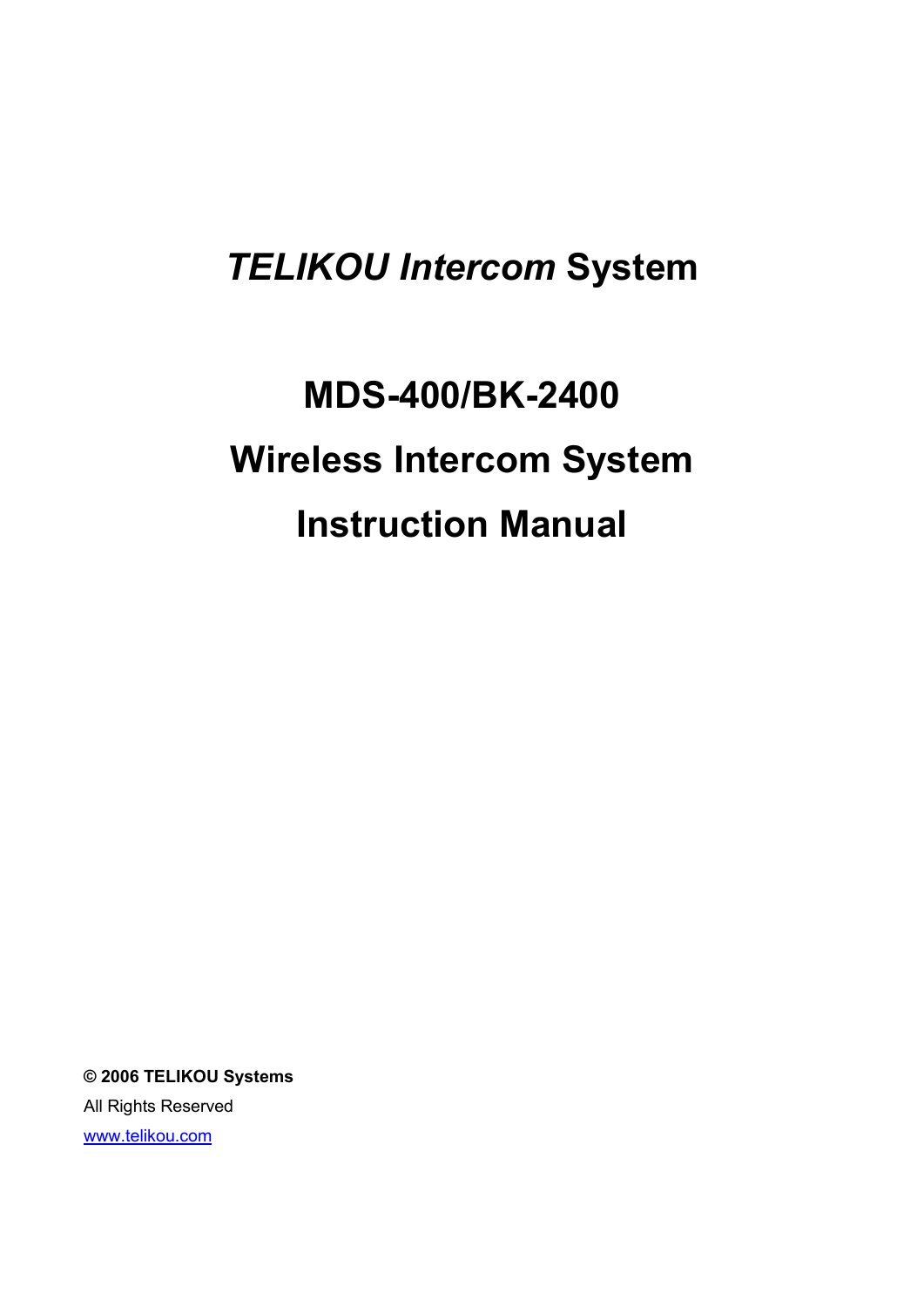# *TELIKOU Intercom* System

# MDS-400/BK-2400

# Wireless Intercom System

# Instruction Manual

**© 2006 TELIKOU Systems**

All Rights Reserved

[www.telikou.com](http://www.telikou.com)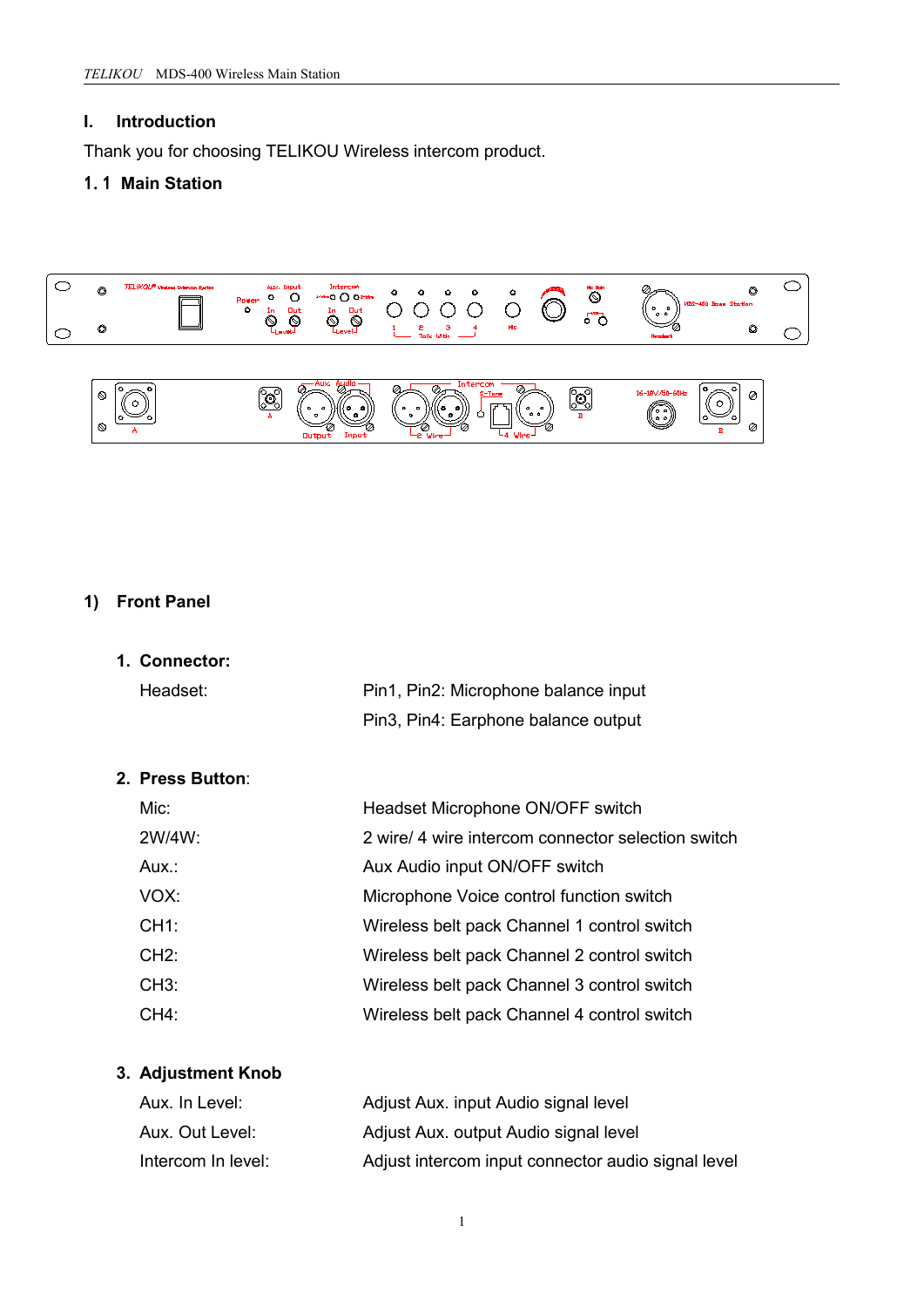# I. Introduction

Thank you for choosing TELIKOU Wireless intercom product.

## 1. 1 Main Station

### 1) Front Panel

**1. Connector:**

| | |
|---|---|
| Headset: | Pin1, Pin2: Microphone balance input |
| | Pin3, Pin4: Earphone balance output |

**2. Press Button:**

| | |
|---|---|
| Mic: | Headset Microphone ON/OFF switch |
| 2W/4W: | 2 wire/ 4 wire intercom connector selection switch |
| Aux.: | Aux Audio input ON/OFF switch |
| VOX: | Microphone Voice control function switch |
| CH1: | Wireless belt pack Channel 1 control switch |
| CH2: | Wireless belt pack Channel 2 control switch |
| CH3: | Wireless belt pack Channel 3 control switch |
| CH4: | Wireless belt pack Channel 4 control switch |

**3. Adjustment Knob**

| | |
|---|---|
| Aux. In Level: | Adjust Aux. input Audio signal level |
| Aux. Out Level: | Adjust Aux. output Audio signal level |
| Intercom In level: | Adjust intercom input connector audio signal level |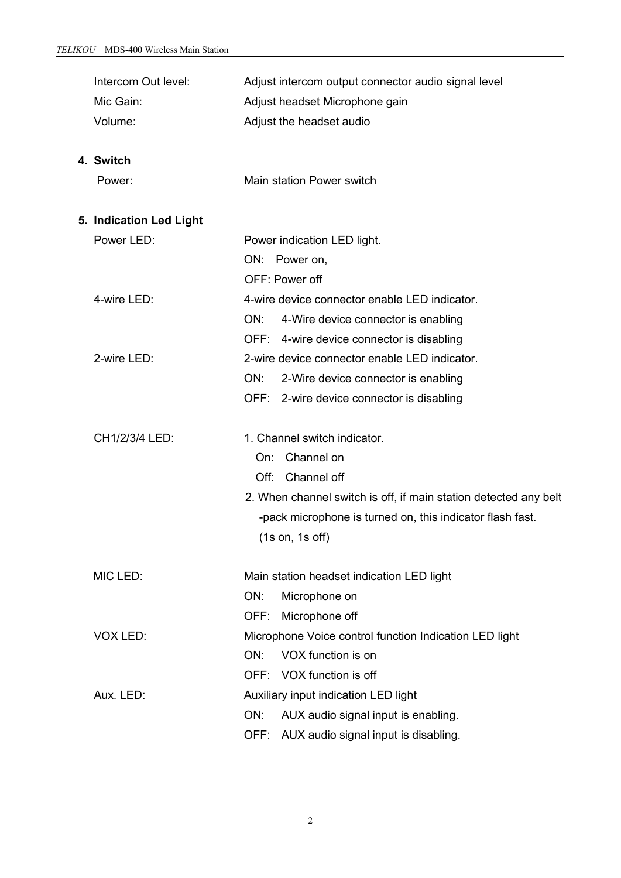| | |
|---|---|
| Intercom Out level: | Adjust intercom output connector audio signal level |
| Mic Gain: | Adjust headset Microphone gain |
| Volume: | Adjust the headset audio |

## 4. Switch

| | |
|---|---|
| Power: | Main station Power switch |

## 5. Indication Led Light

| | |
|---|---|
| Power LED: | Power indication LED light.<br>ON: Power on,<br>OFF: Power off |
| 4-wire LED: | 4-wire device connector enable LED indicator.<br>ON: 4-Wire device connector is enabling<br>OFF: 4-wire device connector is disabling |
| 2-wire LED: | 2-wire device connector enable LED indicator.<br>ON: 2-Wire device connector is enabling<br>OFF: 2-wire device connector is disabling |
| CH1/2/3/4 LED: | 1. Channel switch indicator.<br>On: Channel on<br>Off: Channel off<br>2. When channel switch is off, if main station detected any belt -pack microphone is turned on, this indicator flash fast. (1s on, 1s off) |
| MIC LED: | Main station headset indication LED light<br>ON: Microphone on<br>OFF: Microphone off |
| VOX LED: | Microphone Voice control function Indication LED light<br>ON: VOX function is on<br>OFF: VOX function is off |
| Aux. LED: | Auxiliary input indication LED light<br>ON: AUX audio signal input is enabling.<br>OFF: AUX audio signal input is disabling. |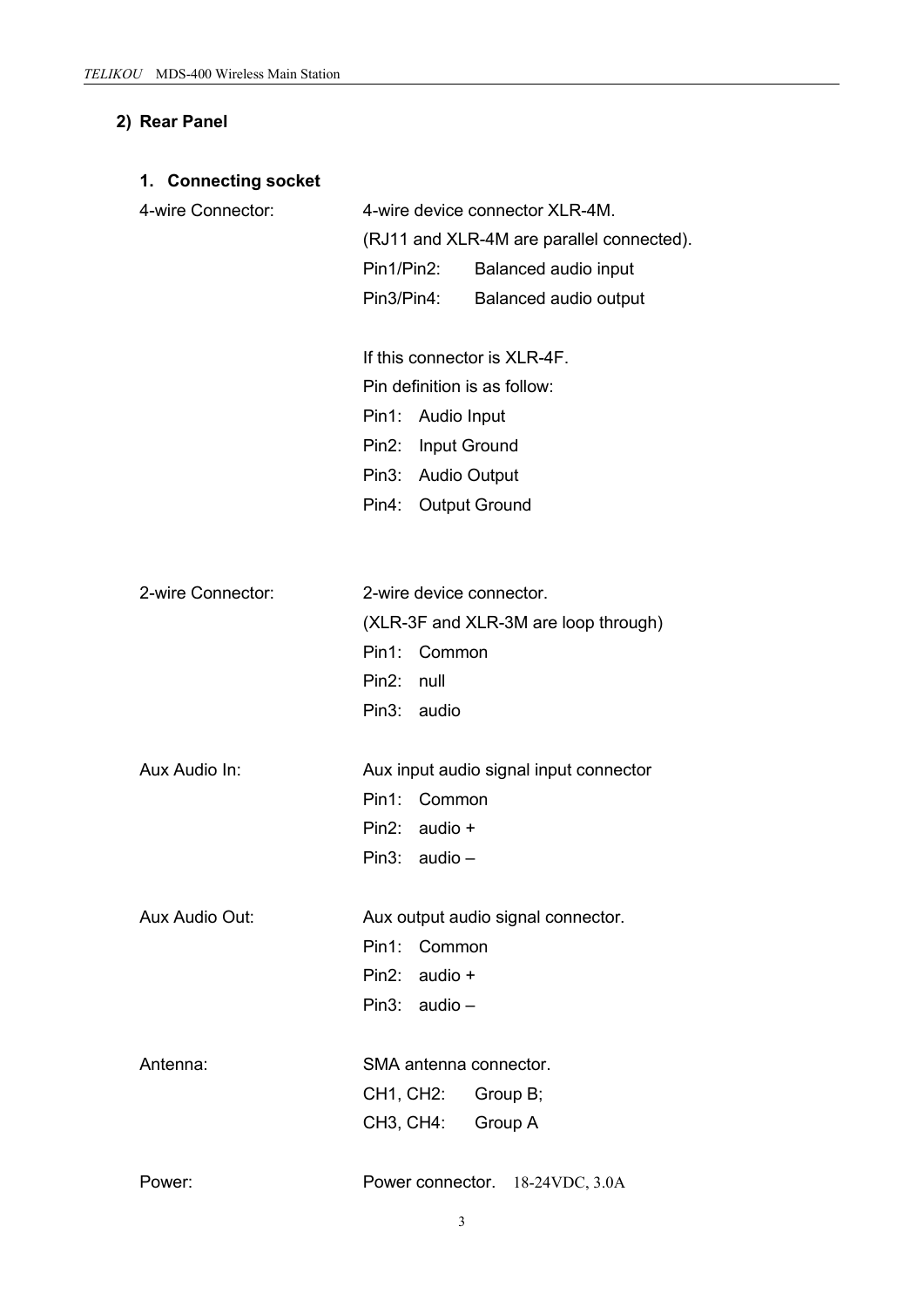## 2) Rear Panel

### 1. Connecting socket

4-wire Connector:

4-wire device connector XLR-4M.

(RJ11 and XLR-4M are parallel connected).

Pin1/Pin2: Balanced audio input

Pin3/Pin4: Balanced audio output

If this connector is XLR-4F.

Pin definition is as follow:

Pin1: Audio Input

Pin2: Input Ground

Pin3: Audio Output

Pin4: Output Ground

2-wire Connector:

2-wire device connector.

(XLR-3F and XLR-3M are loop through)

Pin1: Common

Pin2: null

Pin3: audio

Aux Audio In:

Aux input audio signal input connector

Pin1: Common

Pin2: audio +

Pin3: audio –

Aux Audio Out:

Aux output audio signal connector.

Pin1: Common

Pin2: audio +

Pin3: audio –

Antenna:

SMA antenna connector.

CH1, CH2: Group B;

CH3, CH4: Group A

Power:

Power connector. 18-24VDC, 3.0A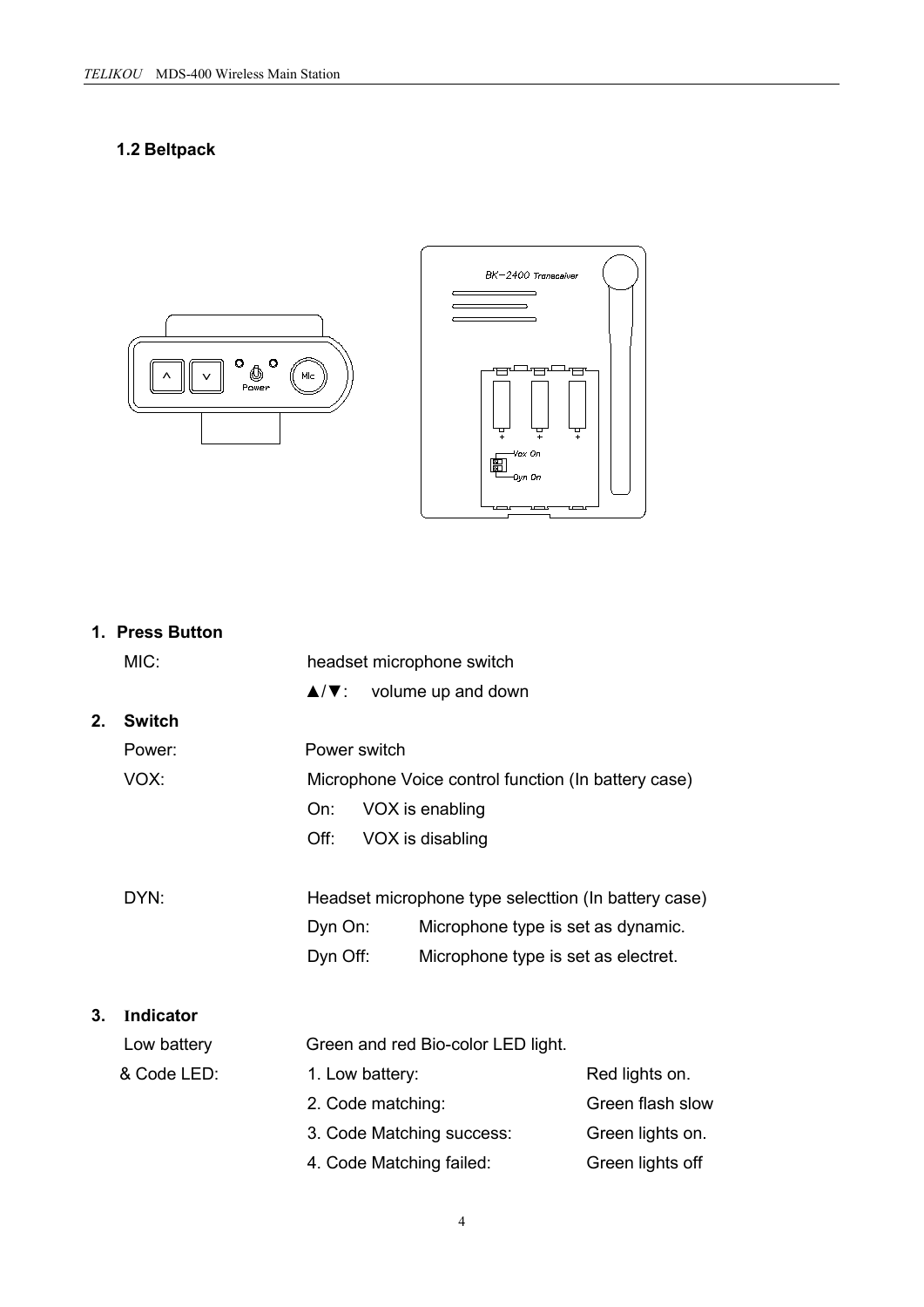## 1.2 Beltpack

1. **Press Button**

   MIC: headset microphone switch

   ▲/▼: volume up and down

2. **Switch**

   Power: Power switch

   VOX: Microphone Voice control function (In battery case)

   On: VOX is enabling

   Off: VOX is disabling

   DYN: Headset microphone type selecttion (In battery case)

   Dyn On: Microphone type is set as dynamic.

   Dyn Off: Microphone type is set as electret.

3. **Indicator**

   Low battery & Code LED: Green and red Bio-color LED light.

   1. Low battery: Red lights on.
   2. Code matching: Green flash slow
   3. Code Matching success: Green lights on.
   4. Code Matching failed: Green lights off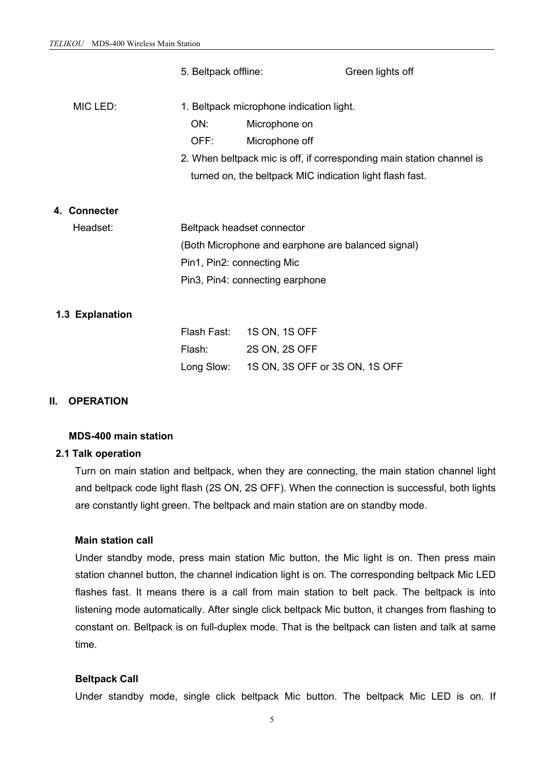5. Beltpack offline: Green lights off

MIC LED:
1. Beltpack microphone indication light.
   - ON: Microphone on
   - OFF: Microphone off
2. When beltpack mic is off, if corresponding main station channel is turned on, the beltpack MIC indication light flash fast.

**4. Connecter**

Headset: Beltpack headset connector
(Both Microphone and earphone are balanced signal)
Pin1, Pin2: connecting Mic
Pin3, Pin4: connecting earphone

**1.3 Explanation**

Flash Fast: 1S ON, 1S OFF
Flash: 2S ON, 2S OFF
Long Slow: 1S ON, 3S OFF or 3S ON, 1S OFF

## II. OPERATION

**MDS-400 main station**

**2.1 Talk operation**

Turn on main station and beltpack, when they are connecting, the main station channel light and beltpack code light flash (2S ON, 2S OFF). When the connection is successful, both lights are constantly light green. The beltpack and main station are on standby mode.

**Main station call**

Under standby mode, press main station Mic button, the Mic light is on. Then press main station channel button, the channel indication light is on. The corresponding beltpack Mic LED flashes fast. It means there is a call from main station to belt pack. The beltpack is into listening mode automatically. After single click beltpack Mic button, it changes from flashing to constant on. Beltpack is on full-duplex mode. That is the beltpack can listen and talk at same time.

**Beltpack Call**

Under standby mode, single click beltpack Mic button. The beltpack Mic LED is on. If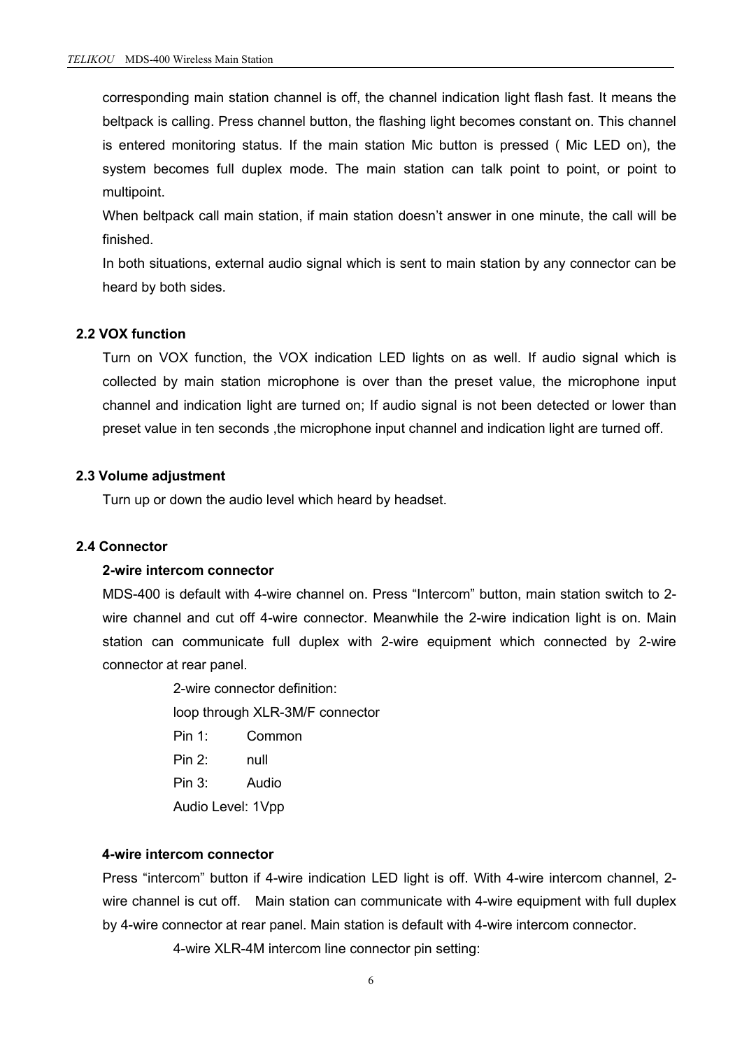corresponding main station channel is off, the channel indication light flash fast. It means the beltpack is calling. Press channel button, the flashing light becomes constant on. This channel is entered monitoring status. If the main station Mic button is pressed ( Mic LED on), the system becomes full duplex mode. The main station can talk point to point, or point to multipoint.

When beltpack call main station, if main station doesn't answer in one minute, the call will be finished.

In both situations, external audio signal which is sent to main station by any connector can be heard by both sides.

## 2.2 VOX function

Turn on VOX function, the VOX indication LED lights on as well. If audio signal which is collected by main station microphone is over than the preset value, the microphone input channel and indication light are turned on; If audio signal is not been detected or lower than preset value in ten seconds ,the microphone input channel and indication light are turned off.

## 2.3 Volume adjustment

Turn up or down the audio level which heard by headset.

## 2.4 Connector

**2-wire intercom connector**

MDS-400 is default with 4-wire channel on. Press “Intercom” button, main station switch to 2-wire channel and cut off 4-wire connector. Meanwhile the 2-wire indication light is on. Main station can communicate full duplex with 2-wire equipment which connected by 2-wire connector at rear panel.

2-wire connector definition:

loop through XLR-3M/F connector

Pin 1: Common

Pin 2: null

Pin 3: Audio

Audio Level: 1Vpp

**4-wire intercom connector**

Press “intercom” button if 4-wire indication LED light is off. With 4-wire intercom channel, 2-wire channel is cut off. Main station can communicate with 4-wire equipment with full duplex by 4-wire connector at rear panel. Main station is default with 4-wire intercom connector.

4-wire XLR-4M intercom line connector pin setting: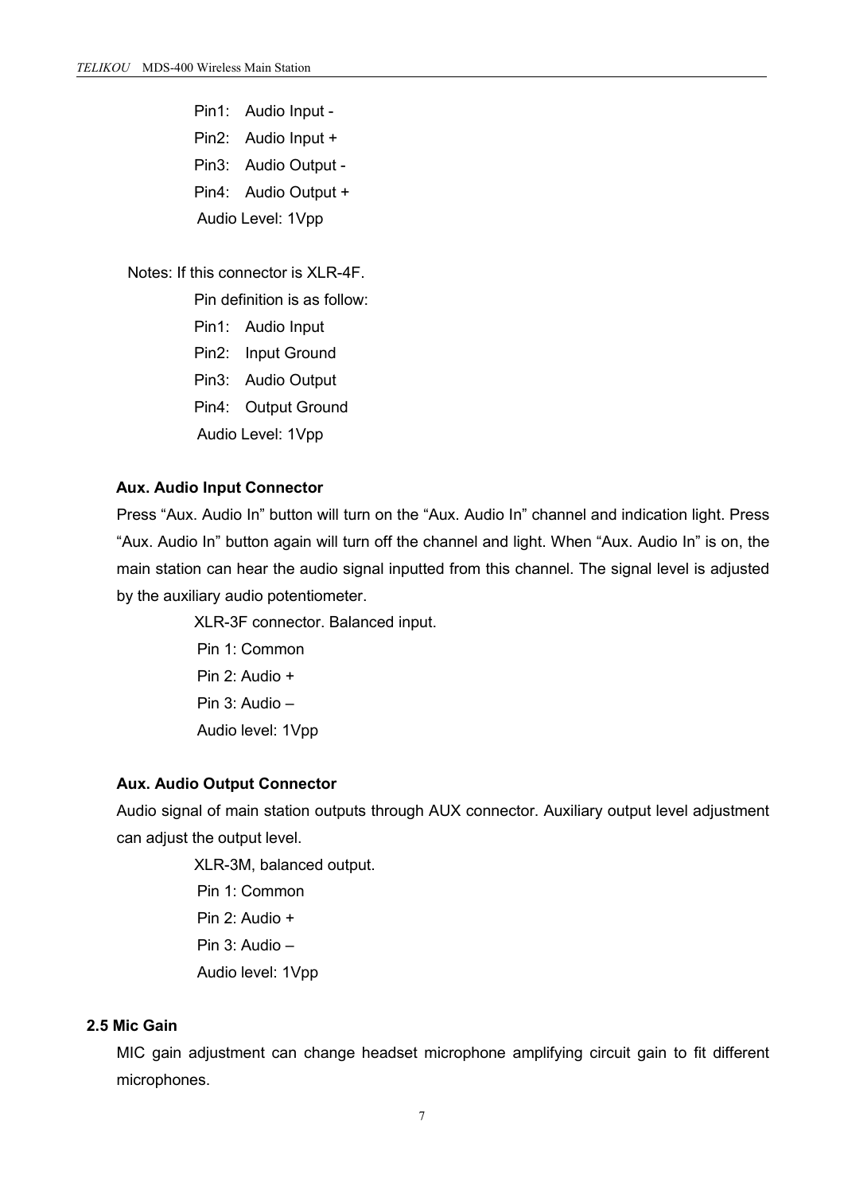Pin1: Audio Input -

Pin2: Audio Input +

Pin3: Audio Output -

Pin4: Audio Output +

Audio Level: 1Vpp

Notes: If this connector is XLR-4F.

Pin definition is as follow:

Pin1: Audio Input

Pin2: Input Ground

Pin3: Audio Output

Pin4: Output Ground

Audio Level: 1Vpp

**Aux. Audio Input Connector**

Press “Aux. Audio In” button will turn on the “Aux. Audio In” channel and indication light. Press “Aux. Audio In” button again will turn off the channel and light. When “Aux. Audio In” is on, the main station can hear the audio signal inputted from this channel. The signal level is adjusted by the auxiliary audio potentiometer.

XLR-3F connector. Balanced input.

Pin 1: Common

Pin 2: Audio +

Pin 3: Audio –

Audio level: 1Vpp

**Aux. Audio Output Connector**

Audio signal of main station outputs through AUX connector. Auxiliary output level adjustment can adjust the output level.

XLR-3M, balanced output.

Pin 1: Common

Pin 2: Audio +

Pin 3: Audio –

Audio level: 1Vpp

### 2.5 Mic Gain

MIC gain adjustment can change headset microphone amplifying circuit gain to fit different microphones.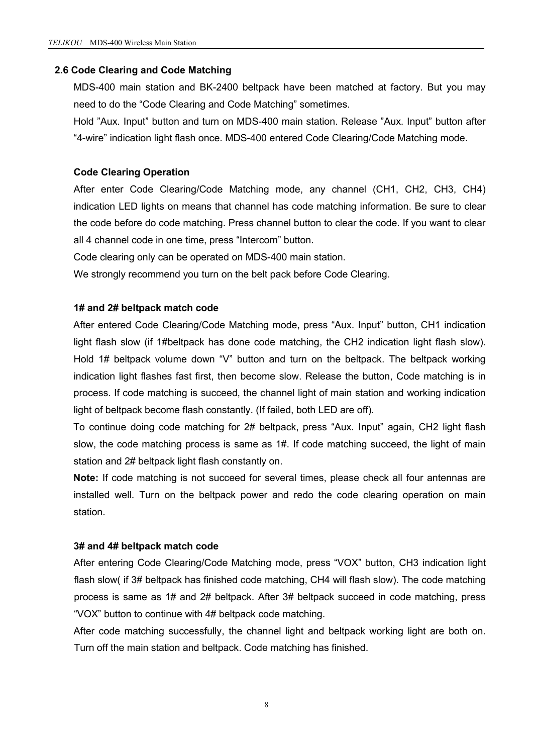## 2.6 Code Clearing and Code Matching

MDS-400 main station and BK-2400 beltpack have been matched at factory. But you may need to do the “Code Clearing and Code Matching” sometimes.

Hold ”Aux. Input” button and turn on MDS-400 main station. Release ”Aux. Input” button after “4-wire” indication light flash once. MDS-400 entered Code Clearing/Code Matching mode.

### Code Clearing Operation

After enter Code Clearing/Code Matching mode, any channel (CH1, CH2, CH3, CH4) indication LED lights on means that channel has code matching information. Be sure to clear the code before do code matching. Press channel button to clear the code. If you want to clear all 4 channel code in one time, press “Intercom” button.

Code clearing only can be operated on MDS-400 main station.

We strongly recommend you turn on the belt pack before Code Clearing.

### 1# and 2# beltpack match code

After entered Code Clearing/Code Matching mode, press “Aux. Input” button, CH1 indication light flash slow (if 1#beltpack has done code matching, the CH2 indication light flash slow). Hold 1# beltpack volume down “V” button and turn on the beltpack. The beltpack working indication light flashes fast first, then become slow. Release the button, Code matching is in process. If code matching is succeed, the channel light of main station and working indication light of beltpack become flash constantly. (If failed, both LED are off).

To continue doing code matching for 2# beltpack, press “Aux. Input” again, CH2 light flash slow, the code matching process is same as 1#. If code matching succeed, the light of main station and 2# beltpack light flash constantly on.

**Note:** If code matching is not succeed for several times, please check all four antennas are installed well. Turn on the beltpack power and redo the code clearing operation on main station.

### 3# and 4# beltpack match code

After entering Code Clearing/Code Matching mode, press “VOX” button, CH3 indication light flash slow( if 3# beltpack has finished code matching, CH4 will flash slow). The code matching process is same as 1# and 2# beltpack. After 3# beltpack succeed in code matching, press “VOX” button to continue with 4# beltpack code matching.

After code matching successfully, the channel light and beltpack working light are both on. Turn off the main station and beltpack. Code matching has finished.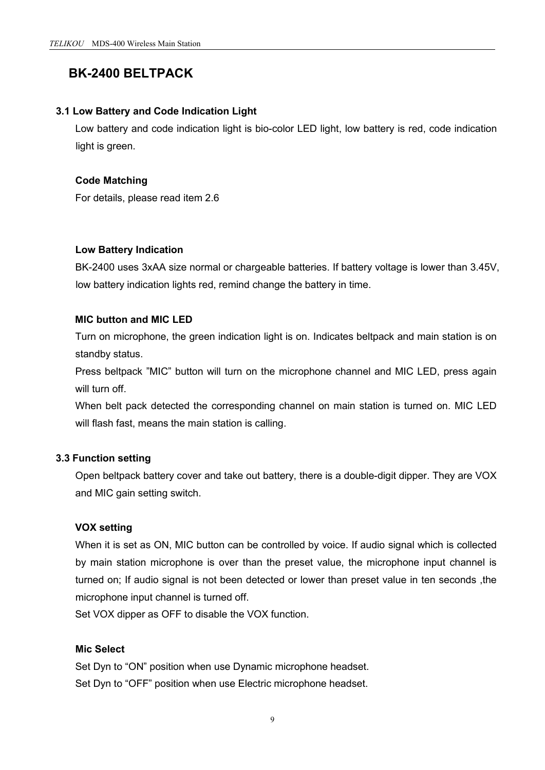# BK-2400 BELTPACK

## 3.1 Low Battery and Code Indication Light

Low battery and code indication light is bio-color LED light, low battery is red, code indication light is green.

### Code Matching

For details, please read item 2.6

### Low Battery Indication

BK-2400 uses 3xAA size normal or chargeable batteries. If battery voltage is lower than 3.45V, low battery indication lights red, remind change the battery in time.

### MIC button and MIC LED

Turn on microphone, the green indication light is on. Indicates beltpack and main station is on standby status.

Press beltpack "MIC" button will turn on the microphone channel and MIC LED, press again will turn off.

When belt pack detected the corresponding channel on main station is turned on. MIC LED will flash fast, means the main station is calling.

## 3.3 Function setting

Open beltpack battery cover and take out battery, there is a double-digit dipper. They are VOX and MIC gain setting switch.

### VOX setting

When it is set as ON, MIC button can be controlled by voice. If audio signal which is collected by main station microphone is over than the preset value, the microphone input channel is turned on; If audio signal is not been detected or lower than preset value in ten seconds ,the microphone input channel is turned off.

Set VOX dipper as OFF to disable the VOX function.

### Mic Select

Set Dyn to "ON" position when use Dynamic microphone headset.

Set Dyn to "OFF" position when use Electric microphone headset.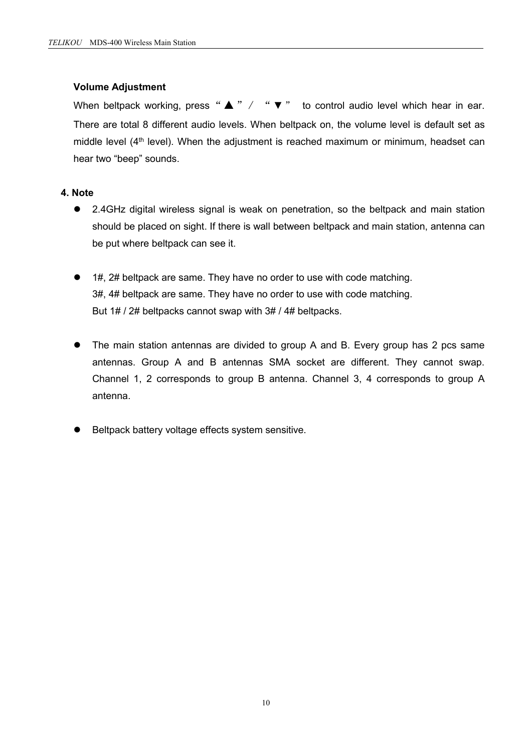**Volume Adjustment**

When beltpack working, press "▲" / "▼" to control audio level which hear in ear. There are total 8 different audio levels. When beltpack on, the volume level is default set as middle level ($4^{th}$ level). When the adjustment is reached maximum or minimum, headset can hear two "beep" sounds.

**4. Note**

- 2.4GHz digital wireless signal is weak on penetration, so the beltpack and main station should be placed on sight. If there is wall between beltpack and main station, antenna can be put where beltpack can see it.

- 1#, 2# beltpack are same. They have no order to use with code matching.
  3#, 4# beltpack are same. They have no order to use with code matching.
  But 1# / 2# beltpacks cannot swap with 3# / 4# beltpacks.

- The main station antennas are divided to group A and B. Every group has 2 pcs same antennas. Group A and B antennas SMA socket are different. They cannot swap. Channel 1, 2 corresponds to group B antenna. Channel 3, 4 corresponds to group A antenna.

- Beltpack battery voltage effects system sensitive.